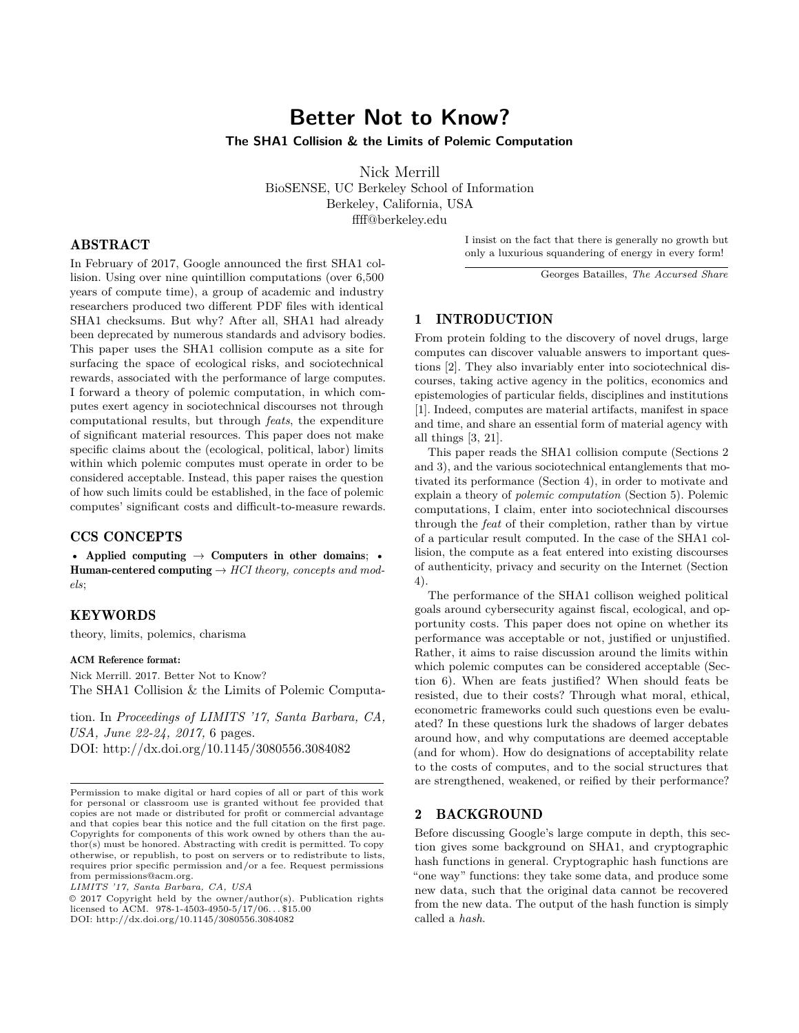# Better Not to Know?

### The SHA1 Collision & the Limits of Polemic Computation

Nick Merrill
BioSENSE, UC Berkeley School of Information
Berkeley, California, USA
ffff@berkeley.edu

## ABSTRACT

In February of 2017, Google announced the first SHA1 collision. Using over nine quintillion computations (over 6,500 years of compute time), a group of academic and industry researchers produced two different PDF files with identical SHA1 checksums. But why? After all, SHA1 had already been deprecated by numerous standards and advisory bodies. This paper uses the SHA1 collision compute as a site for surfacing the space of ecological risks, and sociotechnical rewards, associated with the performance of large computes. I forward a theory of polemic computation, in which computes exert agency in sociotechnical discourses not through computational results, but through *feats*, the expenditure of significant material resources. This paper does not make specific claims about the (ecological, political, labor) limits within which polemic computes must operate in order to be considered acceptable. Instead, this paper raises the question of how such limits could be established, in the face of polemic computes' significant costs and difficult-to-measure rewards.

## CCS CONCEPTS

• **Applied computing** → **Computers in other domains**; • **Human-centered computing** → *HCI theory, concepts and models*;

## KEYWORDS

theory, limits, polemics, charisma

**ACM Reference format:**

Nick Merrill. 2017. Better Not to Know?
The SHA1 Collision & the Limits of Polemic Computation. In *Proceedings of LIMITS '17, Santa Barbara, CA, USA, June 22-24, 2017,* 6 pages.
DOI: http://dx.doi.org/10.1145/3080556.3084082

Permission to make digital or hard copies of all or part of this work for personal or classroom use is granted without fee provided that copies are not made or distributed for profit or commercial advantage and that copies bear this notice and the full citation on the first page. Copyrights for components of this work owned by others than the author(s) must be honored. Abstracting with credit is permitted. To copy otherwise, or republish, to post on servers or to redistribute to lists, requires prior specific permission and/or a fee. Request permissions from permissions@acm.org.
*LIMITS '17, Santa Barbara, CA, USA*
© 2017 Copyright held by the owner/author(s). Publication rights licensed to ACM. 978-1-4503-4950-5/17/06...$15.00
DOI: http://dx.doi.org/10.1145/3080556.3084082

> I insist on the fact that there is generally no growth but only a luxurious squandering of energy in every form!
>
> Georges Batailles, *The Accursed Share*

## 1 INTRODUCTION

From protein folding to the discovery of novel drugs, large computes can discover valuable answers to important questions [2]. They also invariably enter into sociotechnical discourses, taking active agency in the politics, economics and epistemologies of particular fields, disciplines and institutions [1]. Indeed, computes are material artifacts, manifest in space and time, and share an essential form of material agency with all things [3, 21].

This paper reads the SHA1 collision compute (Sections 2 and 3), and the various sociotechnical entanglements that motivated its performance (Section 4), in order to motivate and explain a theory of *polemic computation* (Section 5). Polemic computations, I claim, enter into sociotechnical discourses through the *feat* of their completion, rather than by virtue of a particular result computed. In the case of the SHA1 collision, the compute as a feat entered into existing discourses of authenticity, privacy and security on the Internet (Section 4).

The performance of the SHA1 collison weighed political goals around cybersecurity against fiscal, ecological, and opportunity costs. This paper does not opine on whether its performance was acceptable or not, justified or unjustified. Rather, it aims to raise discussion around the limits within which polemic computes can be considered acceptable (Section 6). When are feats justified? When should feats be resisted, due to their costs? Through what moral, ethical, econometric frameworks could such questions even be evaluated? In these questions lurk the shadows of larger debates around how, and why computations are deemed acceptable (and for whom). How do designations of acceptability relate to the costs of computes, and to the social structures that are strengthened, weakened, or reified by their performance?

## 2 BACKGROUND

Before discussing Google's large compute in depth, this section gives some background on SHA1, and cryptographic hash functions in general. Cryptographic hash functions are "one way" functions: they take some data, and produce some new data, such that the original data cannot be recovered from the new data. The output of the hash function is simply called a *hash*.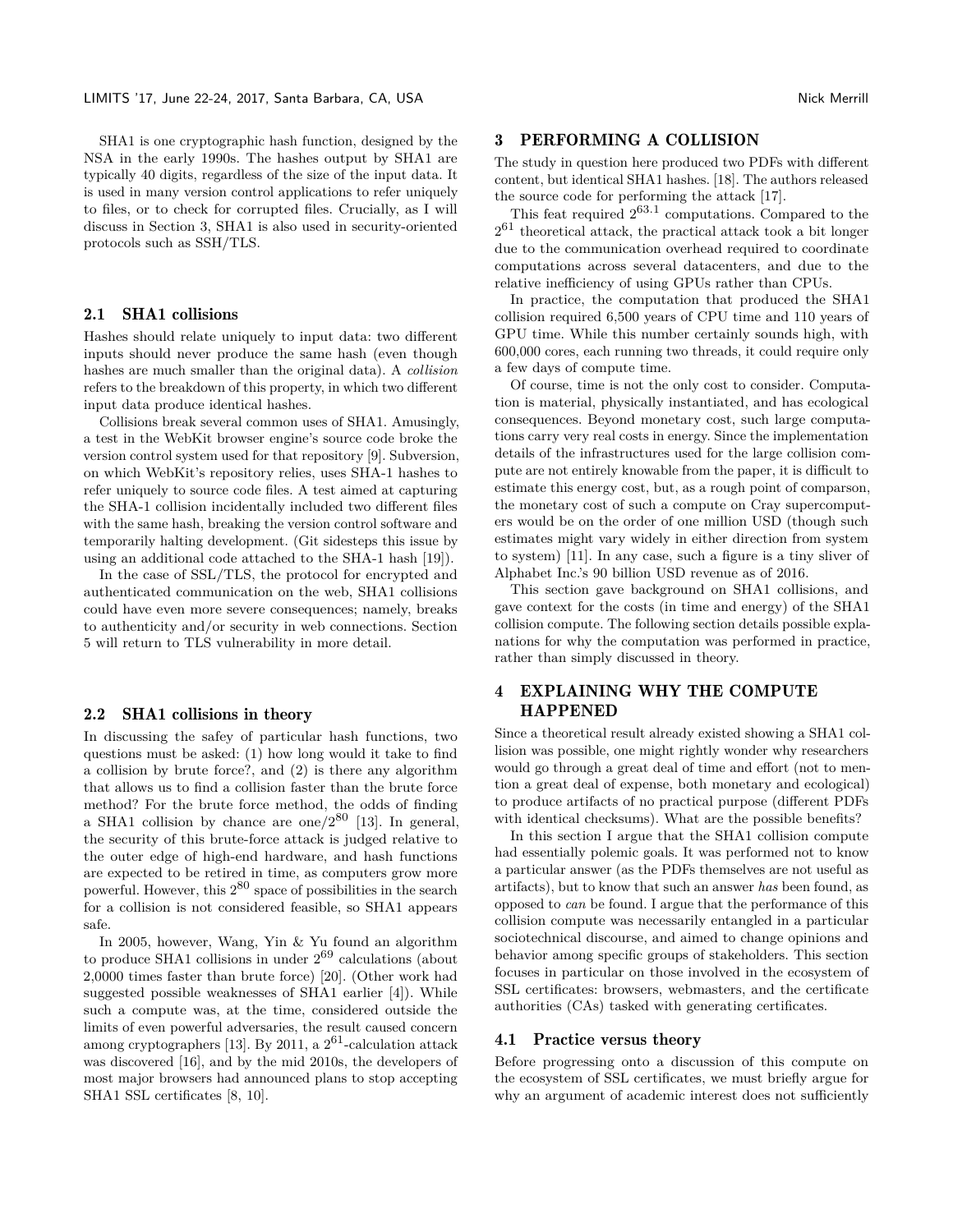SHA1 is one cryptographic hash function, designed by the NSA in the early 1990s. The hashes output by SHA1 are typically 40 digits, regardless of the size of the input data. It is used in many version control applications to refer uniquely to files, or to check for corrupted files. Crucially, as I will discuss in Section 3, SHA1 is also used in security-oriented protocols such as SSH/TLS.

### 2.1 SHA1 collisions

Hashes should relate uniquely to input data: two different inputs should never produce the same hash (even though hashes are much smaller than the original data). A *collision* refers to the breakdown of this property, in which two different input data produce identical hashes.

Collisions break several common uses of SHA1. Amusingly, a test in the WebKit browser engine's source code broke the version control system used for that repository [9]. Subversion, on which WebKit's repository relies, uses SHA-1 hashes to refer uniquely to source code files. A test aimed at capturing the SHA-1 collision incidentally included two different files with the same hash, breaking the version control software and temporarily halting development. (Git sidesteps this issue by using an additional code attached to the SHA-1 hash [19]).

In the case of SSL/TLS, the protocol for encrypted and authenticated communication on the web, SHA1 collisions could have even more severe consequences; namely, breaks to authenticity and/or security in web connections. Section 5 will return to TLS vulnerability in more detail.

### 2.2 SHA1 collisions in theory

In discussing the safey of particular hash functions, two questions must be asked: (1) how long would it take to find a collision by brute force?, and (2) is there any algorithm that allows us to find a collision faster than the brute force method? For the brute force method, the odds of finding a SHA1 collision by chance are one/$2^{80}$ [13]. In general, the security of this brute-force attack is judged relative to the outer edge of high-end hardware, and hash functions are expected to be retired in time, as computers grow more powerful. However, this $2^{80}$ space of possibilities in the search for a collision is not considered feasible, so SHA1 appears safe.

In 2005, however, Wang, Yin & Yu found an algorithm to produce SHA1 collisions in under $2^{69}$ calculations (about 2,0000 times faster than brute force) [20]. (Other work had suggested possible weaknesses of SHA1 earlier [4]). While such a compute was, at the time, considered outside the limits of even powerful adversaries, the result caused concern among cryptographers [13]. By 2011, a $2^{61}$-calculation attack was discovered [16], and by the mid 2010s, the developers of most major browsers had announced plans to stop accepting SHA1 SSL certificates [8, 10].

## 3 PERFORMING A COLLISION

The study in question here produced two PDFs with different content, but identical SHA1 hashes. [18]. The authors released the source code for performing the attack [17].

This feat required $2^{63.1}$ computations. Compared to the $2^{61}$ theoretical attack, the practical attack took a bit longer due to the communication overhead required to coordinate computations across several datacenters, and due to the relative inefficiency of using GPUs rather than CPUs.

In practice, the computation that produced the SHA1 collision required 6,500 years of CPU time and 110 years of GPU time. While this number certainly sounds high, with 600,000 cores, each running two threads, it could require only a few days of compute time.

Of course, time is not the only cost to consider. Computation is material, physically instantiated, and has ecological consequences. Beyond monetary cost, such large computations carry very real costs in energy. Since the implementation details of the infrastructures used for the large collision compute are not entirely knowable from the paper, it is difficult to estimate this energy cost, but, as a rough point of comparson, the monetary cost of such a compute on Cray supercomputers would be on the order of one million USD (though such estimates might vary widely in either direction from system to system) [11]. In any case, such a figure is a tiny sliver of Alphabet Inc.'s 90 billion USD revenue as of 2016.

This section gave background on SHA1 collisions, and gave context for the costs (in time and energy) of the SHA1 collision compute. The following section details possible explanations for why the computation was performed in practice, rather than simply discussed in theory.

## 4 EXPLAINING WHY THE COMPUTE HAPPENED

Since a theoretical result already existed showing a SHA1 collision was possible, one might rightly wonder why researchers would go through a great deal of time and effort (not to mention a great deal of expense, both monetary and ecological) to produce artifacts of no practical purpose (different PDFs with identical checksums). What are the possible benefits?

In this section I argue that the SHA1 collision compute had essentially polemic goals. It was performed not to know a particular answer (as the PDFs themselves are not useful as artifacts), but to know that such an answer *has* been found, as opposed to *can* be found. I argue that the performance of this collision compute was necessarily entangled in a particular sociotechnical discourse, and aimed to change opinions and behavior among specific groups of stakeholders. This section focuses in particular on those involved in the ecosystem of SSL certificates: browsers, webmasters, and the certificate authorities (CAs) tasked with generating certificates.

### 4.1 Practice versus theory

Before progressing onto a discussion of this compute on the ecosystem of SSL certificates, we must briefly argue for why an argument of academic interest does not sufficiently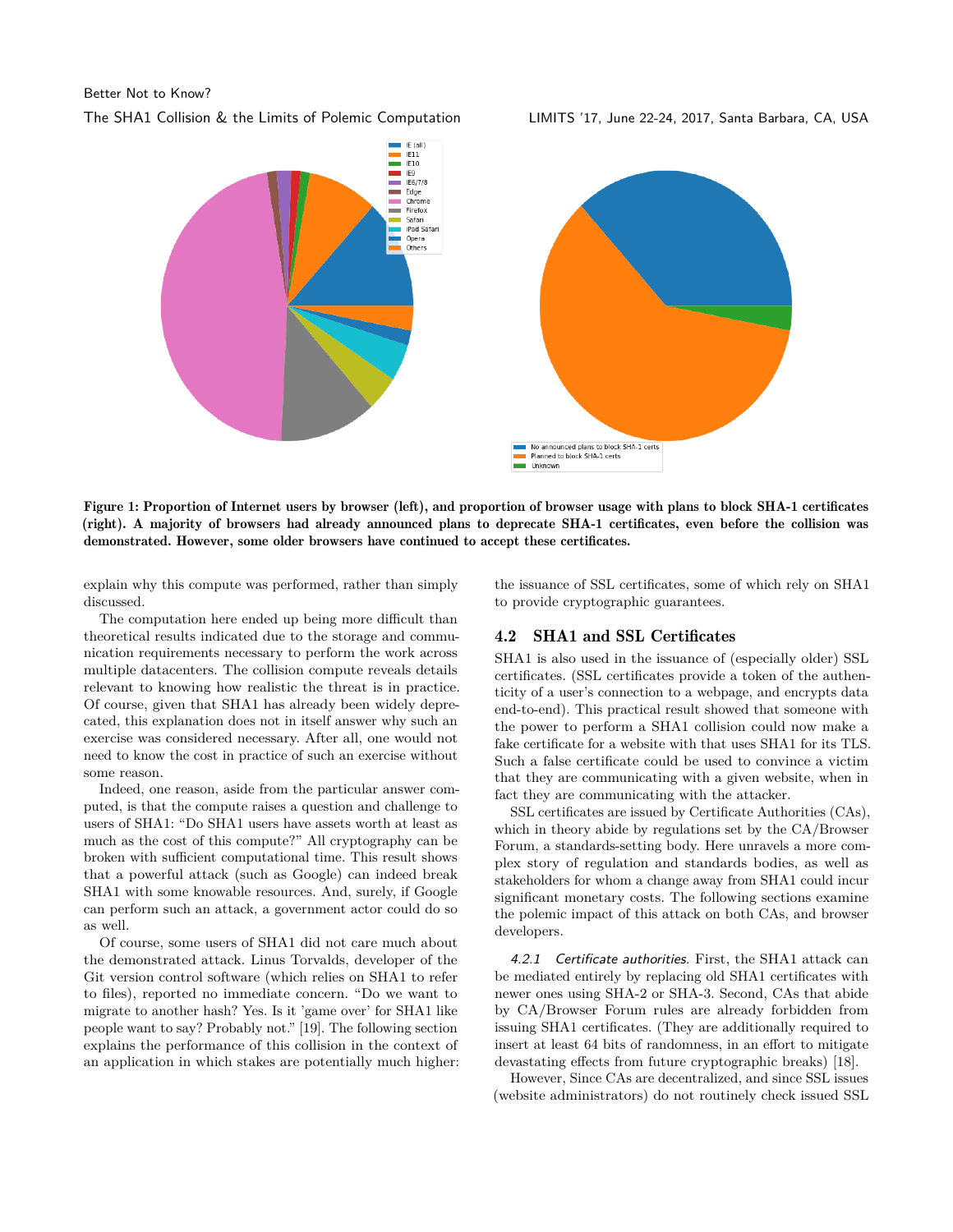**Figure 1: Proportion of Internet users by browser (left), and proportion of browser usage with plans to block SHA-1 certificates (right). A majority of browsers had already announced plans to deprecate SHA-1 certificates, even before the collision was demonstrated. However, some older browsers have continued to accept these certificates.**

explain why this compute was performed, rather than simply discussed.

The computation here ended up being more difficult than theoretical results indicated due to the storage and communication requirements necessary to perform the work across multiple datacenters. The collision compute reveals details relevant to knowing how realistic the threat is in practice. Of course, given that SHA1 has already been widely deprecated, this explanation does not in itself answer why such an exercise was considered necessary. After all, one would not need to know the cost in practice of such an exercise without some reason.

Indeed, one reason, aside from the particular answer computed, is that the compute raises a question and challenge to users of SHA1: "Do SHA1 users have assets worth at least as much as the cost of this compute?" All cryptography can be broken with sufficient computational time. This result shows that a powerful attack (such as Google) can indeed break SHA1 with some knowable resources. And, surely, if Google can perform such an attack, a government actor could do so as well.

Of course, some users of SHA1 did not care much about the demonstrated attack. Linus Torvalds, developer of the Git version control software (which relies on SHA1 to refer to files), reported no immediate concern. "Do we want to migrate to another hash? Yes. Is it 'game over' for SHA1 like people want to say? Probably not." [19]. The following section explains the performance of this collision in the context of an application in which stakes are potentially much higher: the issuance of SSL certificates, some of which rely on SHA1 to provide cryptographic guarantees.

## 4.2 SHA1 and SSL Certificates

SHA1 is also used in the issuance of (especially older) SSL certificates. (SSL certificates provide a token of the authenticity of a user's connection to a webpage, and encrypts data end-to-end). This practical result showed that someone with the power to perform a SHA1 collision could now make a fake certificate for a website with that uses SHA1 for its TLS. Such a false certificate could be used to convince a victim that they are communicating with a given website, when in fact they are communicating with the attacker.

SSL certificates are issued by Certificate Authorities (CAs), which in theory abide by regulations set by the CA/Browser Forum, a standards-setting body. Here unravels a more complex story of regulation and standards bodies, as well as stakeholders for whom a change away from SHA1 could incur significant monetary costs. The following sections examine the polemic impact of this attack on both CAs, and browser developers.

*4.2.1 Certificate authorities.* First, the SHA1 attack can be mediated entirely by replacing old SHA1 certificates with newer ones using SHA-2 or SHA-3. Second, CAs that abide by CA/Browser Forum rules are already forbidden from issuing SHA1 certificates. (They are additionally required to insert at least 64 bits of randomness, in an effort to mitigate devastating effects from future cryptographic breaks) [18].

However, Since CAs are decentralized, and since SSL issues (website administrators) do not routinely check issued SSL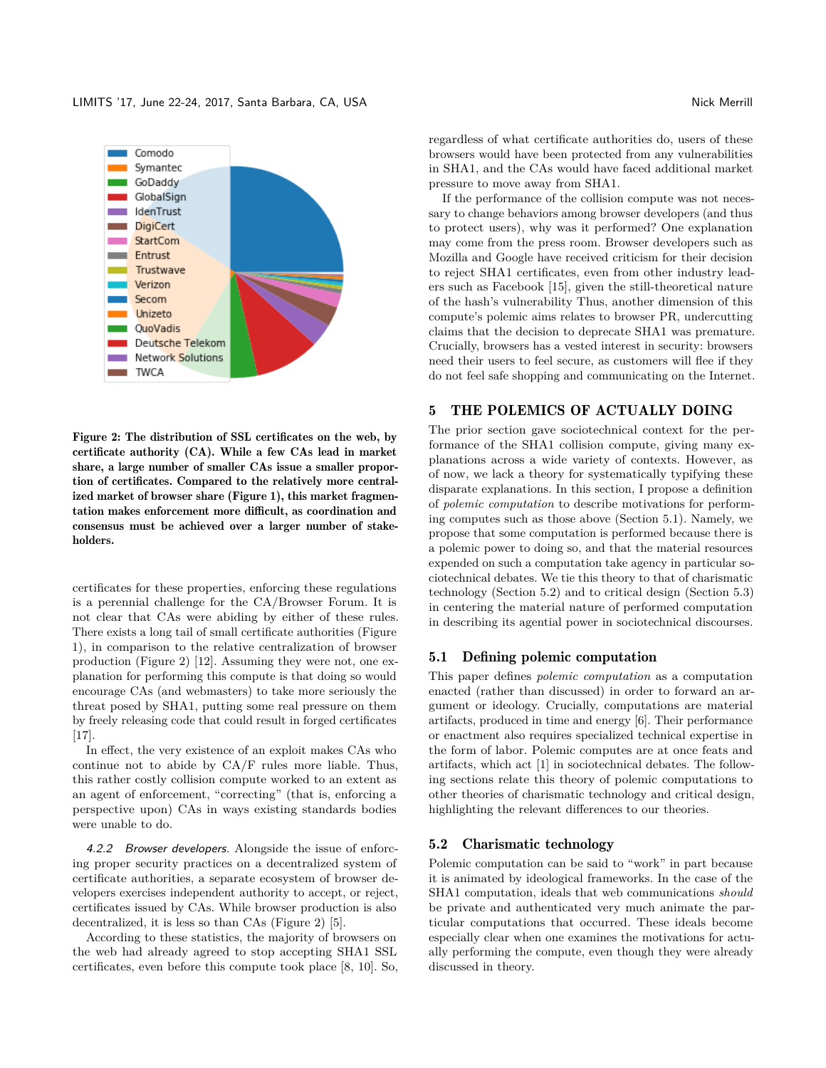Figure 2: **The distribution of SSL certificates on the web, by certificate authority (CA). While a few CAs lead in market share, a large number of smaller CAs issue a smaller proportion of certificates. Compared to the relatively more centralized market of browser share (Figure 1), this market fragmentation makes enforcement more difficult, as coordination and consensus must be achieved over a larger number of stakeholders.**

certificates for these properties, enforcing these regulations is a perennial challenge for the CA/Browser Forum. It is not clear that CAs were abiding by either of these rules. There exists a long tail of small certificate authorities (Figure 1), in comparison to the relative centralization of browser production (Figure 2) [12]. Assuming they were not, one explanation for performing this compute is that doing so would encourage CAs (and webmasters) to take more seriously the threat posed by SHA1, putting some real pressure on them by freely releasing code that could result in forged certificates [17].

In effect, the very existence of an exploit makes CAs who continue not to abide by CA/F rules more liable. Thus, this rather costly collision compute worked to an extent as an agent of enforcement, "correcting" (that is, enforcing a perspective upon) CAs in ways existing standards bodies were unable to do.

*4.2.2 Browser developers.* Alongside the issue of enforcing proper security practices on a decentralized system of certificate authorities, a separate ecosystem of browser developers exercises independent authority to accept, or reject, certificates issued by CAs. While browser production is also decentralized, it is less so than CAs (Figure 2) [5].

According to these statistics, the majority of browsers on the web had already agreed to stop accepting SHA1 SSL certificates, even before this compute took place [8, 10]. So, regardless of what certificate authorities do, users of these browsers would have been protected from any vulnerabilities in SHA1, and the CAs would have faced additional market pressure to move away from SHA1.

If the performance of the collision compute was not necessary to change behaviors among browser developers (and thus to protect users), why was it performed? One explanation may come from the press room. Browser developers such as Mozilla and Google have received criticism for their decision to reject SHA1 certificates, even from other industry leaders such as Facebook [15], given the still-theoretical nature of the hash's vulnerability Thus, another dimension of this compute's polemic aims relates to browser PR, undercutting claims that the decision to deprecate SHA1 was premature. Crucially, browsers has a vested interest in security: browsers need their users to feel secure, as customers will flee if they do not feel safe shopping and communicating on the Internet.

## 5 THE POLEMICS OF ACTUALLY DOING

The prior section gave sociotechnical context for the performance of the SHA1 collision compute, giving many explanations across a wide variety of contexts. However, as of now, we lack a theory for systematically typifying these disparate explanations. In this section, I propose a definition of *polemic computation* to describe motivations for performing computes such as those above (Section 5.1). Namely, we propose that some computation is performed because there is a polemic power to doing so, and that the material resources expended on such a computation take agency in particular sociotechnical debates. We tie this theory to that of charismatic technology (Section 5.2) and to critical design (Section 5.3) in centering the material nature of performed computation in describing its agential power in sociotechnical discourses.

### 5.1 Defining polemic computation

This paper defines *polemic computation* as a computation enacted (rather than discussed) in order to forward an argument or ideology. Crucially, computations are material artifacts, produced in time and energy [6]. Their performance or enactment also requires specialized technical expertise in the form of labor. Polemic computes are at once feats and artifacts, which act [1] in sociotechnical debates. The following sections relate this theory of polemic computations to other theories of charismatic technology and critical design, highlighting the relevant differences to our theories.

### 5.2 Charismatic technology

Polemic computation can be said to "work" in part because it is animated by ideological frameworks. In the case of the SHA1 computation, ideals that web communications *should* be private and authenticated very much animate the particular computations that occurred. These ideals become especially clear when one examines the motivations for actually performing the compute, even though they were already discussed in theory.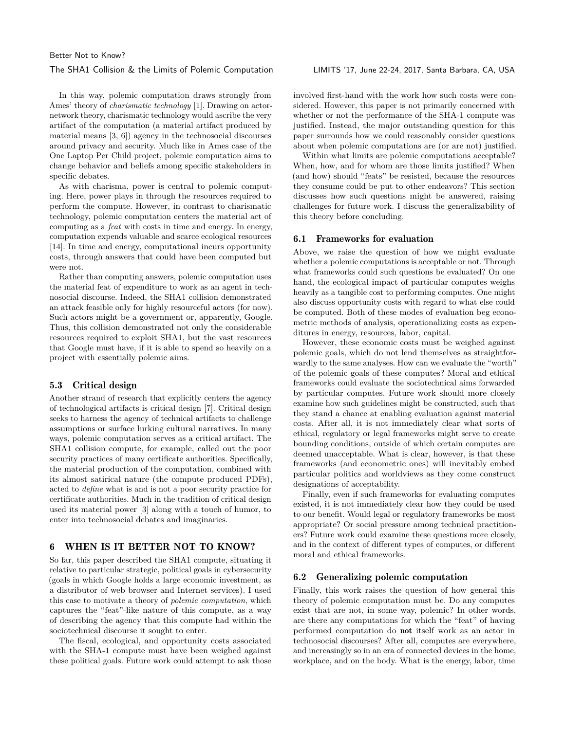In this way, polemic computation draws strongly from Ames' theory of *charismatic technology* [1]. Drawing on actor-network theory, charismatic technology would ascribe the very artifact of the computation (a material artifact produced by material means [3, 6]) agency in the technosocial discourses around privacy and security. Much like in Ames case of the One Laptop Per Child project, polemic computation aims to change behavior and beliefs among specific stakeholders in specific debates.

As with charisma, power is central to polemic computing. Here, power plays in through the resources required to perform the compute. However, in contrast to charismatic technology, polemic computation centers the material act of computing as a *feat* with costs in time and energy. In energy, computation expends valuable and scarce ecological resources [14]. In time and energy, computational incurs opportunity costs, through answers that could have been computed but were not.

Rather than computing answers, polemic computation uses the material feat of expenditure to work as an agent in technosocial discourse. Indeed, the SHA1 collision demonstrated an attack feasible only for highly resourceful actors (for now). Such actors might be a government or, apparently, Google. Thus, this collision demonstrated not only the considerable resources required to exploit SHA1, but the vast resources that Google must have, if it is able to spend so heavily on a project with essentially polemic aims.

### 5.3 Critical design

Another strand of research that explicitly centers the agency of technological artifacts is critical design [7]. Critical design seeks to harness the agency of technical artifacts to challenge assumptions or surface lurking cultural narratives. In many ways, polemic computation serves as a critical artifact. The SHA1 collision compute, for example, called out the poor security practices of many certificate authorities. Specifically, the material production of the computation, combined with its almost satirical nature (the compute produced PDFs), acted to *define* what is and is not a poor security practice for certificate authorities. Much in the tradition of critical design used its material power [3] along with a touch of humor, to enter into technosocial debates and imaginaries.

## 6 WHEN IS IT BETTER NOT TO KNOW?

So far, this paper described the SHA1 compute, situating it relative to particular strategic, political goals in cybersecurity (goals in which Google holds a large economic investment, as a distributor of web browser and Internet services). I used this case to motivate a theory of *polemic computation*, which captures the "feat"-like nature of this compute, as a way of describing the agency that this compute had within the sociotechnical discourse it sought to enter.

The fiscal, ecological, and opportunity costs associated with the SHA-1 compute must have been weighed against these political goals. Future work could attempt to ask those involved first-hand with the work how such costs were considered. However, this paper is not primarily concerned with whether or not the performance of the SHA-1 compute was justified. Instead, the major outstanding question for this paper surrounds how we could reasonably consider questions about when polemic computations are (or are not) justified.

Within what limits are polemic computations acceptable? When, how, and for whom are those limits justified? When (and how) should "feats" be resisted, because the resources they consume could be put to other endeavors? This section discusses how such questions might be answered, raising challenges for future work. I discuss the generalizability of this theory before concluding.

### 6.1 Frameworks for evaluation

Above, we raise the question of how we might evaluate whether a polemic computations is acceptable or not. Through what frameworks could such questions be evaluated? On one hand, the ecological impact of particular computes weighs heavily as a tangible cost to performing computes. One might also discuss opportunity costs with regard to what else could be computed. Both of these modes of evaluation beg econometric methods of analysis, operationalizing costs as expenditures in energy, resources, labor, capital.

However, these economic costs must be weighed against polemic goals, which do not lend themselves as straightforwardly to the same analyses. How can we evaluate the "worth" of the polemic goals of these computes? Moral and ethical frameworks could evaluate the sociotechnical aims forwarded by particular computes. Future work should more closely examine how such guidelines might be constructed, such that they stand a chance at enabling evaluation against material costs. After all, it is not immediately clear what sorts of ethical, regulatory or legal frameworks might serve to create bounding conditions, outside of which certain computes are deemed unacceptable. What is clear, however, is that these frameworks (and econometric ones) will inevitably embed particular politics and worldviews as they come construct designations of acceptability.

Finally, even if such frameworks for evaluating computes existed, it is not immediately clear how they could be used to our benefit. Would legal or regulatory frameworks be most appropriate? Or social pressure among technical practitioners? Future work could examine these questions more closely, and in the context of different types of computes, or different moral and ethical frameworks.

### 6.2 Generalizing polemic computation

Finally, this work raises the question of how general this theory of polemic computation must be. Do any computes exist that are not, in some way, polemic? In other words, are there any computations for which the "feat" of having performed computation do **not** itself work as an actor in technosocial discourses? After all, computes are everywhere, and increasingly so in an era of connected devices in the home, workplace, and on the body. What is the energy, labor, time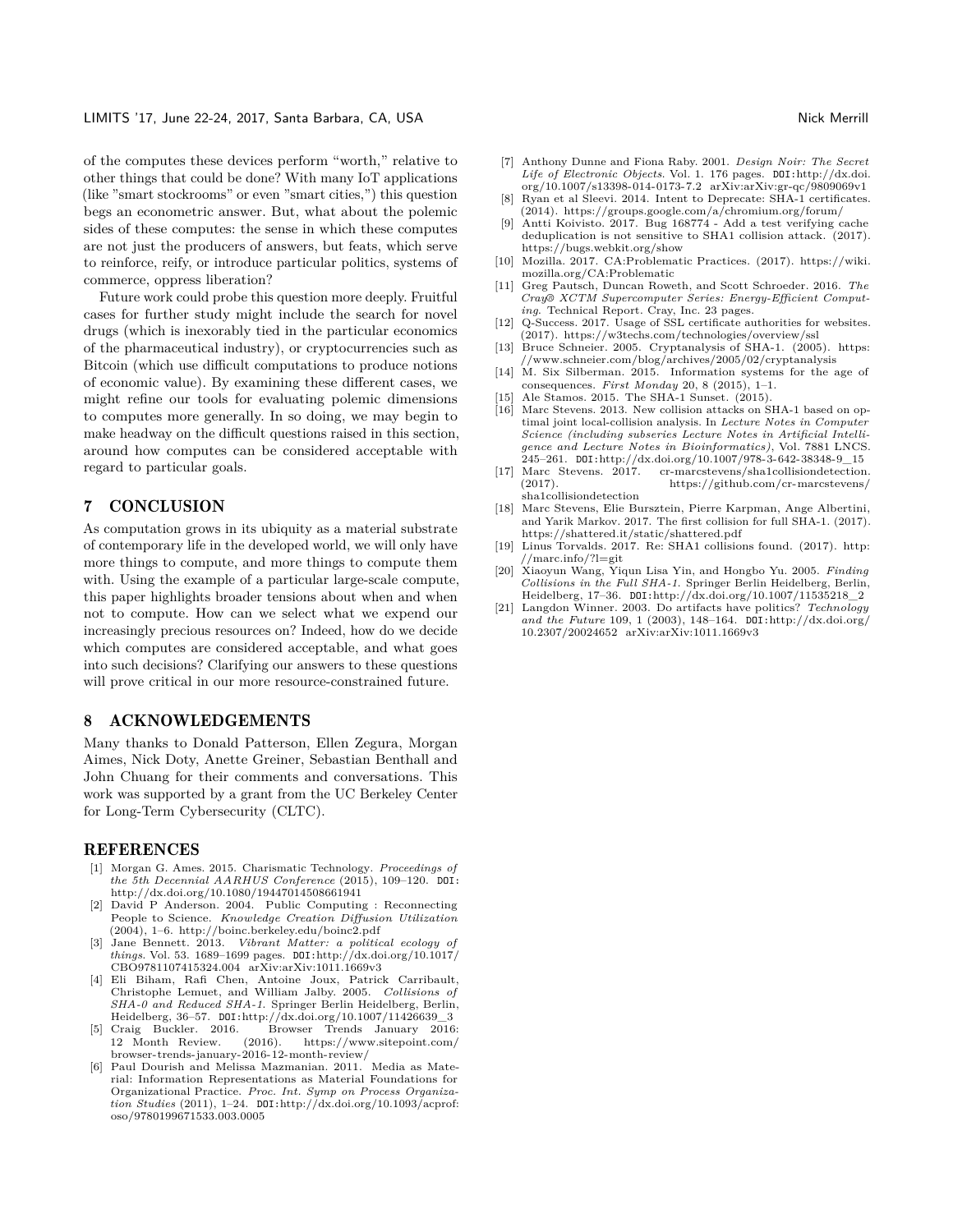of the computes these devices perform "worth," relative to other things that could be done? With many IoT applications (like "smart stockrooms" or even "smart cities,") this question begs an econometric answer. But, what about the polemic sides of these computes: the sense in which these computes are not just the producers of answers, but feats, which serve to reinforce, reify, or introduce particular politics, systems of commerce, oppress liberation?

Future work could probe this question more deeply. Fruitful cases for further study might include the search for novel drugs (which is inexorably tied in the particular economics of the pharmaceutical industry), or cryptocurrencies such as Bitcoin (which use difficult computations to produce notions of economic value). By examining these different cases, we might refine our tools for evaluating polemic dimensions to computes more generally. In so doing, we may begin to make headway on the difficult questions raised in this section, around how computes can be considered acceptable with regard to particular goals.

## 7 CONCLUSION

As computation grows in its ubiquity as a material substrate of contemporary life in the developed world, we will only have more things to compute, and more things to compute them with. Using the example of a particular large-scale compute, this paper highlights broader tensions about when and when not to compute. How can we select what we expend our increasingly precious resources on? Indeed, how do we decide which computes are considered acceptable, and what goes into such decisions? Clarifying our answers to these questions will prove critical in our more resource-constrained future.

## 8 ACKNOWLEDGEMENTS

Many thanks to Donald Patterson, Ellen Zegura, Morgan Aimes, Nick Doty, Anette Greiner, Sebastian Benthall and John Chuang for their comments and conversations. This work was supported by a grant from the UC Berkeley Center for Long-Term Cybersecurity (CLTC).

## REFERENCES

[1] Morgan G. Ames. 2015. Charismatic Technology. *Proceedings of the 5th Decennial AARHUS Conference* (2015), 109–120. DOI: http://dx.doi.org/10.1080/19447014508661941

[2] David P Anderson. 2004. Public Computing : Reconnecting People to Science. *Knowledge Creation Diffusion Utilization* (2004), 1–6. http://boinc.berkeley.edu/boinc2.pdf

[3] Jane Bennett. 2013. *Vibrant Matter: a political ecology of things.* Vol. 53. 1689–1699 pages. DOI:http://dx.doi.org/10.1017/CBO9781107415324.004 arXiv:arXiv:1011.1669v3

[4] Eli Biham, Rafi Chen, Antoine Joux, Patrick Carribault, Christophe Lemuet, and William Jalby. 2005. *Collisions of SHA-0 and Reduced SHA-1.* Springer Berlin Heidelberg, Berlin, Heidelberg, 36–57. DOI:http://dx.doi.org/10.1007/11426639_3

[5] Craig Buckler. 2016. Browser Trends January 2016: 12 Month Review. (2016). https://www.sitepoint.com/browser-trends-january-2016-12-month-review/

[6] Paul Dourish and Melissa Mazmanian. 2011. Media as Material: Information Representations as Material Foundations for Organizational Practice. *Proc. Int. Symp on Process Organization Studies* (2011), 1–24. DOI:http://dx.doi.org/10.1093/acprof:oso/9780199671533.003.0005

[7] Anthony Dunne and Fiona Raby. 2001. *Design Noir: The Secret Life of Electronic Objects.* Vol. 1. 176 pages. DOI:http://dx.doi.org/10.1007/s13398-014-0173-7.2 arXiv:arXiv:gr-qc/9809069v1

[8] Ryan et al Sleevi. 2014. Intent to Deprecate: SHA-1 certificates. (2014). https://groups.google.com/a/chromium.org/forum/

[9] Antti Koivisto. 2017. Bug 168774 - Add a test verifying cache deduplication is not sensitive to SHA1 collision attack. (2017). https://bugs.webkit.org/show

[10] Mozilla. 2017. CA:Problematic Practices. (2017). https://wiki.mozilla.org/CA:Problematic

[11] Greg Pautsch, Duncan Roweth, and Scott Schroeder. 2016. *The Cray® XCTM Supercomputer Series: Energy-Efficient Computing.* Technical Report. Cray, Inc. 23 pages.

[12] Q-Success. 2017. Usage of SSL certificate authorities for websites. (2017). https://w3techs.com/technologies/overview/ssl

[13] Bruce Schneier. 2005. Cryptanalysis of SHA-1. (2005). https://www.schneier.com/blog/archives/2005/02/cryptanalysis

[14] M. Six Silberman. 2015. Information systems for the age of consequences. *First Monday* 20, 8 (2015), 1–1.

[15] Ale Stamos. 2015. The SHA-1 Sunset. (2015).

[16] Marc Stevens. 2013. New collision attacks on SHA-1 based on optimal joint local-collision analysis. In *Lecture Notes in Computer Science (including subseries Lecture Notes in Artificial Intelligence and Lecture Notes in Bioinformatics)*, Vol. 7881 LNCS. 245–261. DOI:http://dx.doi.org/10.1007/978-3-642-38348-9_15

[17] Marc Stevens. 2017. cr-marcstevens/sha1collisiondetection. (2017). https://github.com/cr-marcstevens/sha1collisiondetection

[18] Marc Stevens, Elie Bursztein, Pierre Karpman, Ange Albertini, and Yarik Markov. 2017. The first collision for full SHA-1. (2017). https://shattered.it/static/shattered.pdf

[19] Linus Torvalds. 2017. Re: SHA1 collisions found. (2017). http://marc.info/?l=git

[20] Xiaoyun Wang, Yiqun Lisa Yin, and Hongbo Yu. 2005. *Finding Collisions in the Full SHA-1.* Springer Berlin Heidelberg, Berlin, Heidelberg, 17–36. DOI:http://dx.doi.org/10.1007/11535218_2

[21] Langdon Winner. 2003. Do artifacts have politics? *Technology and the Future* 109, 1 (2003), 148–164. DOI:http://dx.doi.org/10.2307/20024652 arXiv:arXiv:1011.1669v3